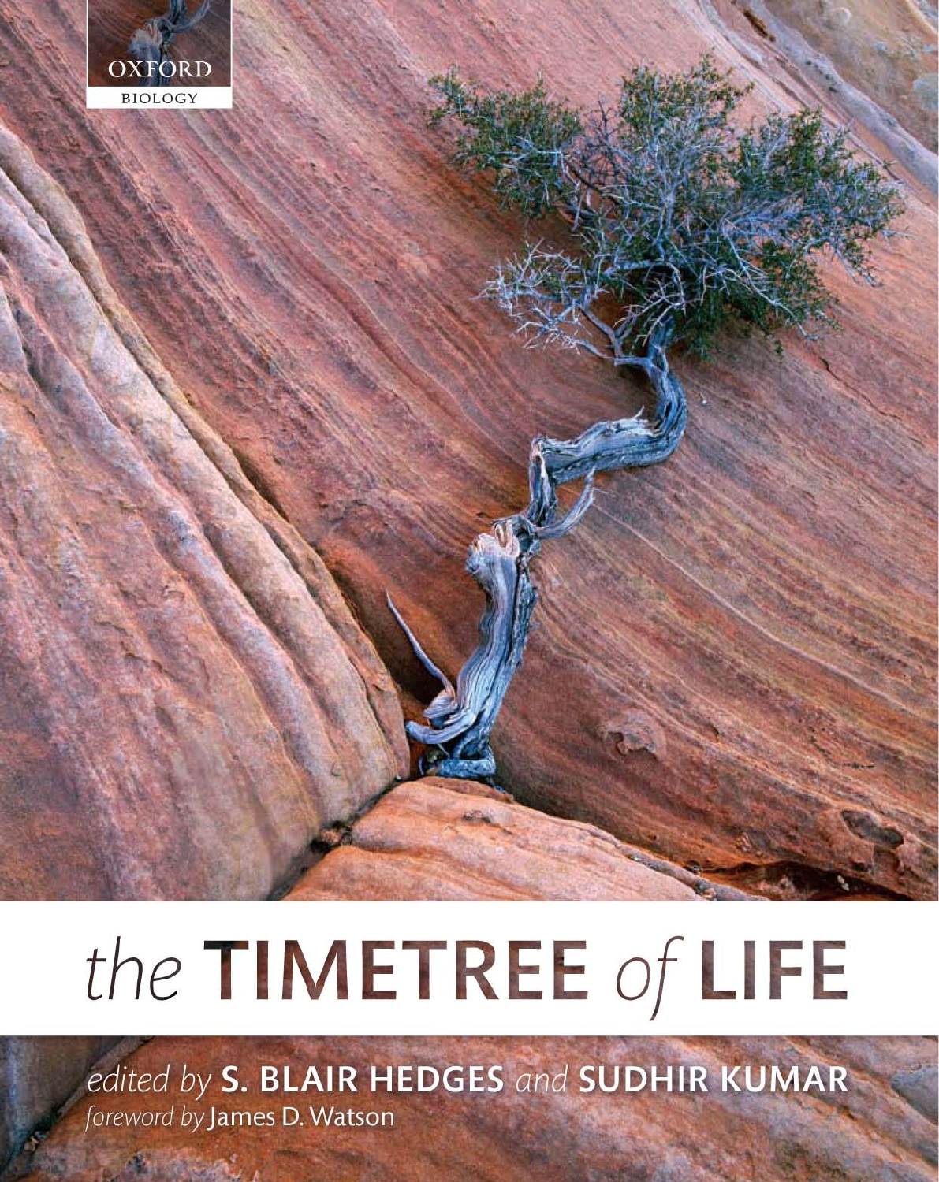OXFORD

BIOLOGY

# *the* TIMETREE *of* LIFE

*edited by* **S. BLAIR HEDGES** *and* **SUDHIR KUMAR**

*foreword by* James D. Watson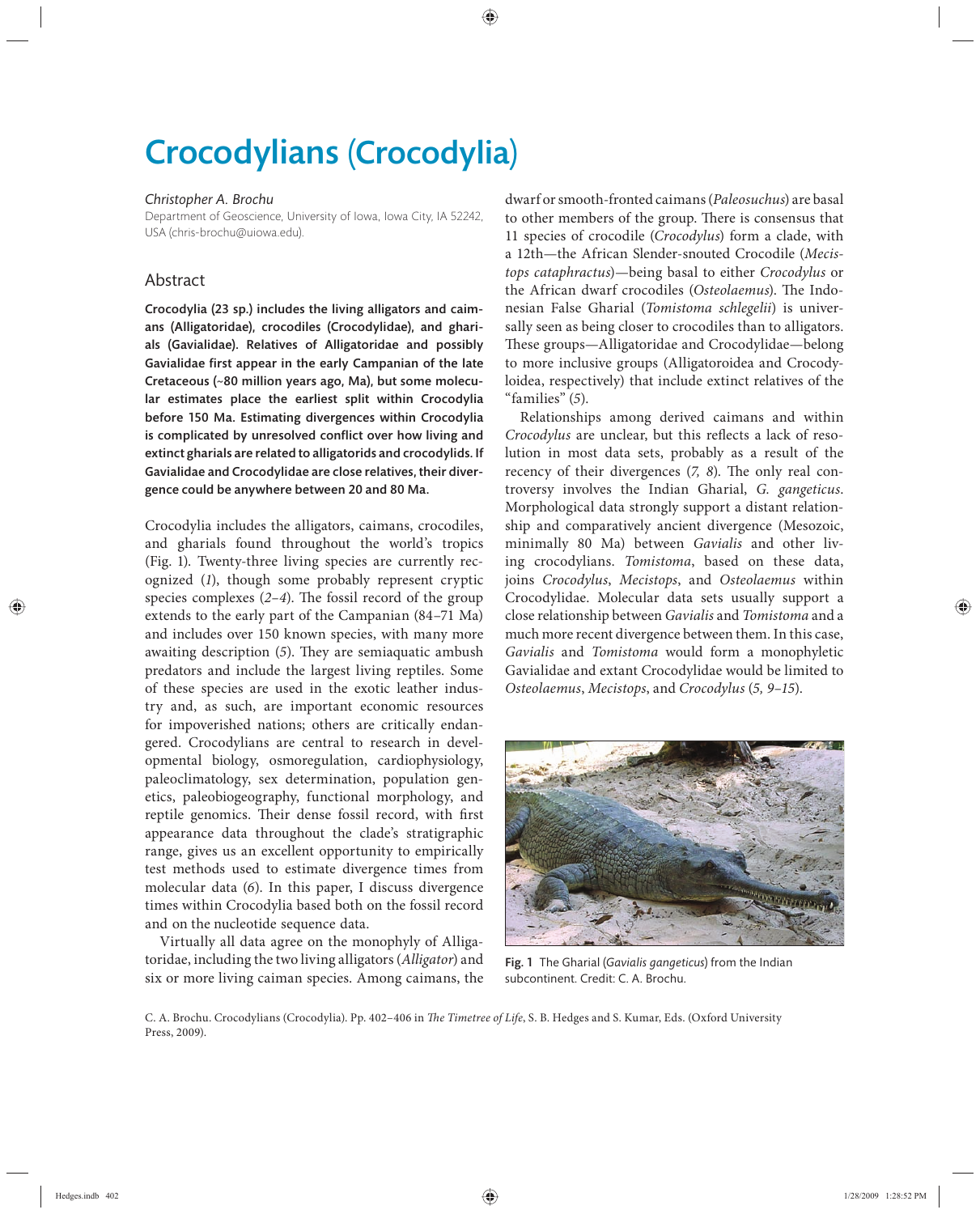# Crocodylians (Crocodylia)

*Christopher A. Brochu*

Department of Geoscience, University of Iowa, Iowa City, IA 52242, USA (chris-brochu@uiowa.edu).

## Abstract

**Crocodylia (23 sp.) includes the living alligators and caimans (Alligatoridae), crocodiles (Crocodylidae), and gharials (Gavialidae). Relatives of Alligatoridae and possibly Gavialidae first appear in the early Campanian of the late Cretaceous (~80 million years ago, Ma), but some molecular estimates place the earliest split within Crocodylia before 150 Ma. Estimating divergences within Crocodylia is complicated by unresolved conflict over how living and extinct gharials are related to alligatorids and crocodylids. If Gavialidae and Crocodylidae are close relatives, their divergence could be anywhere between 20 and 80 Ma.**

Crocodylia includes the alligators, caimans, crocodiles, and gharials found throughout the world's tropics (Fig. 1). Twenty-three living species are currently recognized (*1*), though some probably represent cryptic species complexes (*2–4*). The fossil record of the group extends to the early part of the Campanian (84–71 Ma) and includes over 150 known species, with many more awaiting description (*5*). They are semiaquatic ambush predators and include the largest living reptiles. Some of these species are used in the exotic leather industry and, as such, are important economic resources for impoverished nations; others are critically endangered. Crocodylians are central to research in developmental biology, osmoregulation, cardiophysiology, paleoclimatology, sex determination, population genetics, paleobiogeography, functional morphology, and reptile genomics. Their dense fossil record, with first appearance data throughout the clade's stratigraphic range, gives us an excellent opportunity to empirically test methods used to estimate divergence times from molecular data (*6*). In this paper, I discuss divergence times within Crocodylia based both on the fossil record and on the nucleotide sequence data.

Virtually all data agree on the monophyly of Alligatoridae, including the two living alligators (*Alligator*) and six or more living caiman species. Among caimans, the dwarf or smooth-fronted caimans (*Paleosuchus*) are basal to other members of the group. There is consensus that 11 species of crocodile (*Crocodylus*) form a clade, with a 12th—the African Slender-snouted Crocodile (*Mecistops cataphractus*)—being basal to either *Crocodylus* or the African dwarf crocodiles (*Osteolaemus*). The Indonesian False Gharial (*Tomistoma schlegelii*) is universally seen as being closer to crocodiles than to alligators. These groups—Alligatoridae and Crocodylidae—belong to more inclusive groups (Alligatoroidea and Crocodyloidea, respectively) that include extinct relatives of the "families" (*5*).

Relationships among derived caimans and within *Crocodylus* are unclear, but this reflects a lack of resolution in most data sets, probably as a result of the recency of their divergences (*7, 8*). The only real controversy involves the Indian Gharial, *G. gangeticus*. Morphological data strongly support a distant relationship and comparatively ancient divergence (Mesozoic, minimally 80 Ma) between *Gavialis* and other living crocodylians. *Tomistoma*, based on these data, joins *Crocodylus*, *Mecistops*, and *Osteolaemus* within Crocodylidae. Molecular data sets usually support a close relationship between *Gavialis* and *Tomistoma* and a much more recent divergence between them. In this case, *Gavialis* and *Tomistoma* would form a monophyletic Gavialidae and extant Crocodylidae would be limited to *Osteolaemus*, *Mecistops*, and *Crocodylus* (*5, 9–15*).

**Fig. 1** The Gharial (*Gavialis gangeticus*) from the Indian subcontinent. Credit: C. A. Brochu.

C. A. Brochu. Crocodylians (Crocodylia). Pp. 402–406 in *The Timetree of Life*, S. B. Hedges and S. Kumar, Eds. (Oxford University Press, 2009).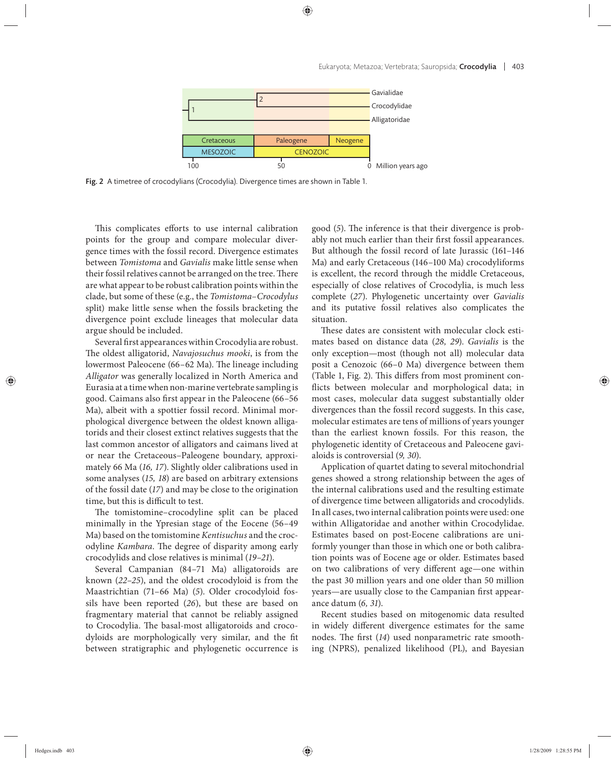Fig. 2 A timetree of crocodylians (Crocodylia). Divergence times are shown in Table 1.

This complicates efforts to use internal calibration points for the group and compare molecular divergence times with the fossil record. Divergence estimates between *Tomistoma* and *Gavialis* make little sense when their fossil relatives are arranged on the tree. There are what appear to be robust calibration points within the clade, but some of these (e.g., the *Tomistoma–Crocodylus* split) make little sense when the fossils bracketing the divergence point exclude lineages that molecular data argue should be included.

Several first appearances within Crocodylia are robust. The oldest alligatorid, *Navajosuchus mooki*, is from the lowermost Paleocene (66–62 Ma). The lineage including *Alligator* was generally localized in North America and Eurasia at a time when non-marine vertebrate sampling is good. Caimans also first appear in the Paleocene (66–56 Ma), albeit with a spottier fossil record. Minimal morphological divergence between the oldest known alligatorids and their closest extinct relatives suggests that the last common ancestor of alligators and caimans lived at or near the Cretaceous–Paleogene boundary, approximately 66 Ma (*16, 17*). Slightly older calibrations used in some analyses (*15, 18*) are based on arbitrary extensions of the fossil date (*17*) and may be close to the origination time, but this is difficult to test.

The tomistomine–crocodyline split can be placed minimally in the Ypresian stage of the Eocene (56–49 Ma) based on the tomistomine *Kentisuchus* and the crocodyline *Kambara*. The degree of disparity among early crocodylids and close relatives is minimal (*19–21*).

Several Campanian (84–71 Ma) alligatoroids are known (*22–25*), and the oldest crocodyloid is from the Maastrichtian (71–66 Ma) (*5*). Older crocodyloid fossils have been reported (*26*), but these are based on fragmentary material that cannot be reliably assigned to Crocodylia. The basal-most alligatoroids and crocodyloids are morphologically very similar, and the fit between stratigraphic and phylogenetic occurrence is good (*5*). The inference is that their divergence is probably not much earlier than their first fossil appearances. But although the fossil record of late Jurassic (161–146 Ma) and early Cretaceous (146–100 Ma) crocodyliforms is excellent, the record through the middle Cretaceous, especially of close relatives of Crocodylia, is much less complete (*27*). Phylogenetic uncertainty over *Gavialis* and its putative fossil relatives also complicates the situation.

These dates are consistent with molecular clock estimates based on distance data (*28, 29*). *Gavialis* is the only exception—most (though not all) molecular data posit a Cenozoic (66–0 Ma) divergence between them (Table 1, Fig. 2). This differs from most prominent conflicts between molecular and morphological data; in most cases, molecular data suggest substantially older divergences than the fossil record suggests. In this case, molecular estimates are tens of millions of years younger than the earliest known fossils. For this reason, the phylogenetic identity of Cretaceous and Paleocene gavialoids is controversial (*9, 30*).

Application of quartet dating to several mitochondrial genes showed a strong relationship between the ages of the internal calibrations used and the resulting estimate of divergence time between alligatorids and crocodylids. In all cases, two internal calibration points were used: one within Alligatoridae and another within Crocodylidae. Estimates based on post-Eocene calibrations are uniformly younger than those in which one or both calibration points was of Eocene age or older. Estimates based on two calibrations of very different age—one within the past 30 million years and one older than 50 million years—are usually close to the Campanian first appearance datum (*6, 31*).

Recent studies based on mitogenomic data resulted in widely different divergence estimates for the same nodes. The first (*14*) used nonparametric rate smoothing (NPRS), penalized likelihood (PL), and Bayesian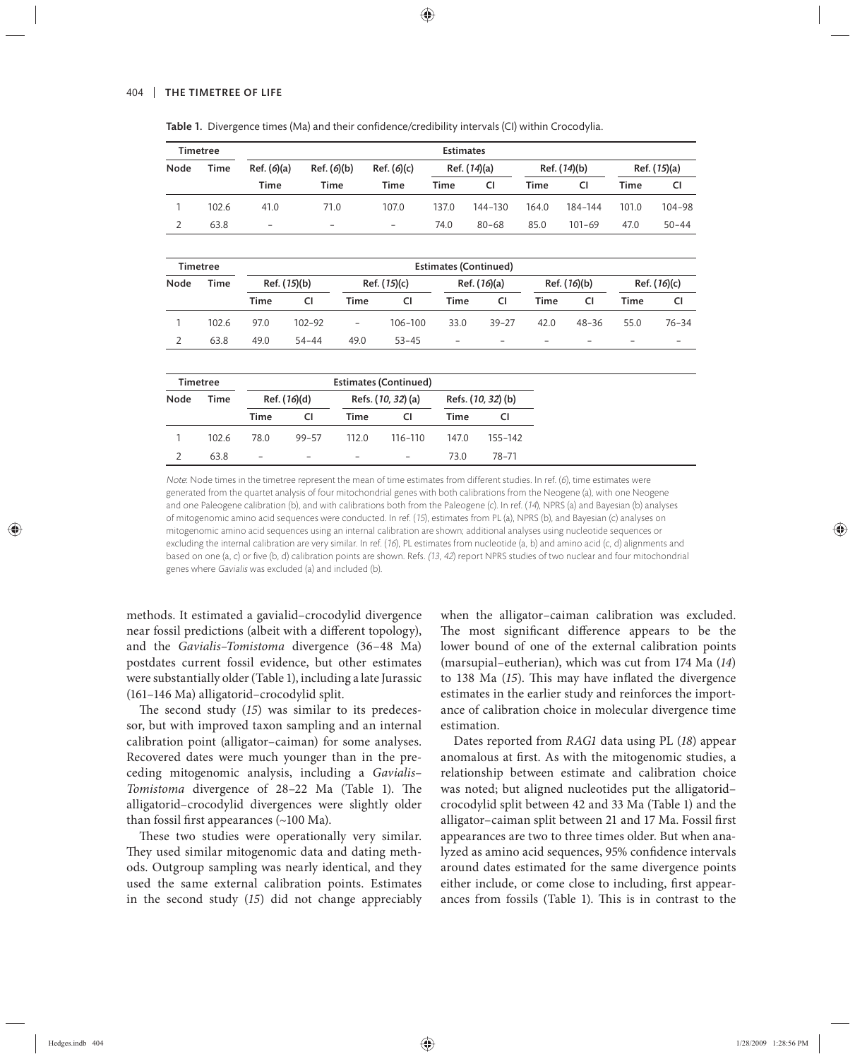**Table 1.** Divergence times (Ma) and their confidence/credibility intervals (CI) within Crocodylia.

| Timetree | | Estimates | | | | | | | | |
|---|---|---|---|---|---|---|---|---|---|---|
| Node | Time | Ref. (*6*)(a) | Ref. (*6*)(b) | Ref. (*6*)(c) | Ref. (*14*)(a) | | Ref. (*14*)(b) | | Ref. (*15*)(a) | |
| | | Time | Time | Time | Time | CI | Time | CI | Time | CI |
| 1 | 102.6 | 41.0 | 71.0 | 107.0 | 137.0 | 144–130 | 164.0 | 184–144 | 101.0 | 104–98 |
| 2 | 63.8 | – | – | – | 74.0 | 80–68 | 85.0 | 101–69 | 47.0 | 50–44 |

| Timetree | | Estimates (Continued) | | | | | | | | | |
|---|---|---|---|---|---|---|---|---|---|---|---|
| Node | Time | Ref. (*15*)(b) | | Ref. (*15*)(c) | | Ref. (*16*)(a) | | Ref. (*16*)(b) | | Ref. (*16*)(c) | |
| | | Time | CI | Time | CI | Time | CI | Time | CI | Time | CI |
| 1 | 102.6 | 97.0 | 102–92 | – | 106–100 | 33.0 | 39–27 | 42.0 | 48–36 | 55.0 | 76–34 |
| 2 | 63.8 | 49.0 | 54–44 | 49.0 | 53–45 | – | – | – | – | – | – |

| Timetree | | Estimates (Continued) | | | | | |
|---|---|---|---|---|---|---|---|
| Node | Time | Ref. (*16*)(d) | | Refs. (*10, 32*) (a) | | Refs. (*10, 32*) (b) | |
| | | Time | CI | Time | CI | Time | CI |
| 1 | 102.6 | 78.0 | 99–57 | 112.0 | 116–110 | 147.0 | 155–142 |
| 2 | 63.8 | – | – | – | – | 73.0 | 78–71 |

*Note*: Node times in the timetree represent the mean of time estimates from different studies. In ref. (*6*), time estimates were generated from the quartet analysis of four mitochondrial genes with both calibrations from the Neogene (a), with one Neogene and one Paleogene calibration (b), and with calibrations both from the Paleogene (c). In ref. (*14*), NPRS (a) and Bayesian (b) analyses of mitogenomic amino acid sequences were conducted. In ref. (*15*), estimates from PL (a), NPRS (b), and Bayesian (c) analyses on mitogenomic amino acid sequences using an internal calibration are shown; additional analyses using nucleotide sequences or excluding the internal calibration are very similar. In ref. (*16*), PL estimates from nucleotide (a, b) and amino acid (c, d) alignments and based on one (a, c) or five (b, d) calibration points are shown. Refs. (*13, 42*) report NPRS studies of two nuclear and four mitochondrial genes where *Gavialis* was excluded (a) and included (b).

methods. It estimated a gavialid–crocodylid divergence near fossil predictions (albeit with a different topology), and the *Gavialis*–*Tomistoma* divergence (36–48 Ma) postdates current fossil evidence, but other estimates were substantially older (Table 1), including a late Jurassic (161–146 Ma) alligatorid–crocodylid split.

The second study (*15*) was similar to its predecessor, but with improved taxon sampling and an internal calibration point (alligator–caiman) for some analyses. Recovered dates were much younger than in the preceding mitogenomic analysis, including a *Gavialis*–*Tomistoma* divergence of 28–22 Ma (Table 1). The alligatorid–crocodylid divergences were slightly older than fossil first appearances (~100 Ma).

These two studies were operationally very similar. They used similar mitogenomic data and dating methods. Outgroup sampling was nearly identical, and they used the same external calibration points. Estimates in the second study (*15*) did not change appreciably when the alligator–caiman calibration was excluded. The most significant difference appears to be the lower bound of one of the external calibration points (marsupial–eutherian), which was cut from 174 Ma (*14*) to 138 Ma (*15*). This may have inflated the divergence estimates in the earlier study and reinforces the importance of calibration choice in molecular divergence time estimation.

Dates reported from *RAG1* data using PL (*18*) appear anomalous at first. As with the mitogenomic studies, a relationship between estimate and calibration choice was noted; but aligned nucleotides put the alligatorid–crocodylid split between 42 and 33 Ma (Table 1) and the alligator–caiman split between 21 and 17 Ma. Fossil first appearances are two to three times older. But when analyzed as amino acid sequences, 95% confidence intervals around dates estimated for the same divergence points either include, or come close to including, first appearances from fossils (Table 1). This is in contrast to the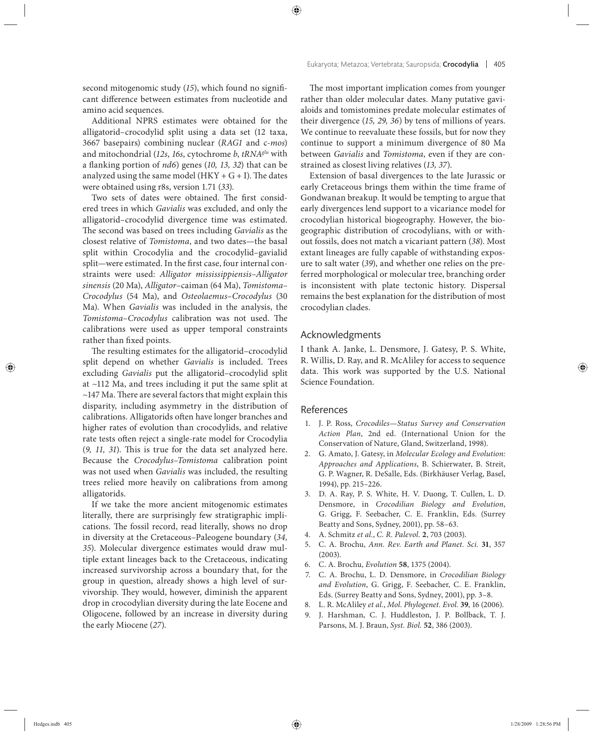second mitogenomic study (*15*), which found no significant difference between estimates from nucleotide and amino acid sequences.

Additional NPRS estimates were obtained for the alligatorid–crocodylid split using a data set (12 taxa, 3667 basepairs) combining nuclear (*RAG1* and c-*mos*) and mitochondrial (*12s*, *16s*, cytochrome *b*, *tRNA*$^{glu}$ with a flanking portion of *nd6*) genes (*10, 13, 32*) that can be analyzed using the same model (HKY + G + I). The dates were obtained using r8s, version 1.71 (*33*).

Two sets of dates were obtained. The first considered trees in which *Gavialis* was excluded, and only the alligatorid–crocodylid divergence time was estimated. The second was based on trees including *Gavialis* as the closest relative of *Tomistoma*, and two dates—the basal split within Crocodylia and the crocodylid–gavialid split—were estimated. In the first case, four internal constraints were used: *Alligator mississippiensis*–*Alligator sinensis* (20 Ma), *Alligator*–caiman (64 Ma), *Tomistoma*–*Crocodylus* (54 Ma), and *Osteolaemus*–*Crocodylus* (30 Ma). When *Gavialis* was included in the analysis, the *Tomistoma*–*Crocodylus* calibration was not used. The calibrations were used as upper temporal constraints rather than fixed points.

The resulting estimates for the alligatorid–crocodylid split depend on whether *Gavialis* is included. Trees excluding *Gavialis* put the alligatorid–crocodylid split at ~112 Ma, and trees including it put the same split at ~147 Ma. There are several factors that might explain this disparity, including asymmetry in the distribution of calibrations. Alligatorids often have longer branches and higher rates of evolution than crocodylids, and relative rate tests often reject a single-rate model for Crocodylia (*9, 11, 31*). This is true for the data set analyzed here. Because the *Crocodylus*–*Tomistoma* calibration point was not used when *Gavialis* was included, the resulting trees relied more heavily on calibrations from among alligatorids.

If we take the more ancient mitogenomic estimates literally, there are surprisingly few stratigraphic implications. The fossil record, read literally, shows no drop in diversity at the Cretaceous–Paleogene boundary (*34, 35*). Molecular divergence estimates would draw multiple extant lineages back to the Cretaceous, indicating increased survivorship across a boundary that, for the group in question, already shows a high level of survivorship. They would, however, diminish the apparent drop in crocodylian diversity during the late Eocene and Oligocene, followed by an increase in diversity during the early Miocene (*27*).

The most important implication comes from younger rather than older molecular dates. Many putative gavialoids and tomistomines predate molecular estimates of their divergence (*15, 29, 36*) by tens of millions of years. We continue to reevaluate these fossils, but for now they continue to support a minimum divergence of 80 Ma between *Gavialis* and *Tomistoma*, even if they are constrained as closest living relatives (*13, 37*).

Extension of basal divergences to the late Jurassic or early Cretaceous brings them within the time frame of Gondwanan breakup. It would be tempting to argue that early divergences lend support to a vicariance model for crocodylian historical biogeography. However, the biogeographic distribution of crocodylians, with or without fossils, does not match a vicariant pattern (*38*). Most extant lineages are fully capable of withstanding exposure to salt water (*39*), and whether one relies on the preferred morphological or molecular tree, branching order is inconsistent with plate tectonic history. Dispersal remains the best explanation for the distribution of most crocodylian clades.

## Acknowledgments

I thank A. Janke, L. Densmore, J. Gatesy, P. S. White, R. Willis, D. Ray, and R. McAliley for access to sequence data. This work was supported by the U.S. National Science Foundation.

## References

1. J. P. Ross, *Crocodiles—Status Survey and Conservation Action Plan*, 2nd ed. (International Union for the Conservation of Nature, Gland, Switzerland, 1998).
2. G. Amato, J. Gatesy, in *Molecular Ecology and Evolution: Approaches and Applications*, B. Schierwater, B. Streit, G. P. Wagner, R. DeSalle, Eds. (Birkhäuser Verlag, Basel, 1994), pp. 215–226.
3. D. A. Ray, P. S. White, H. V. Duong, T. Cullen, L. D. Densmore, in *Crocodilian Biology and Evolution*, G. Grigg, F. Seebacher, C. E. Franklin, Eds. (Surrey Beatty and Sons, Sydney, 2001), pp. 58–63.
4. A. Schmitz *et al.*, *C. R. Palevol.* **2**, 703 (2003).
5. C. A. Brochu, *Ann. Rev. Earth and Planet. Sci.* **31**, 357 (2003).
6. C. A. Brochu, *Evolution* **58**, 1375 (2004).
7. C. A. Brochu, L. D. Densmore, in *Crocodilian Biology and Evolution*, G. Grigg, F. Seebacher, C. E. Franklin, Eds. (Surrey Beatty and Sons, Sydney, 2001), pp. 3–8.
8. L. R. McAliley *et al.*, *Mol. Phylogenet. Evol.* **39**, 16 (2006).
9. J. Harshman, C. J. Huddleston, J. P. Bollback, T. J. Parsons, M. J. Braun, *Syst. Biol.* **52**, 386 (2003).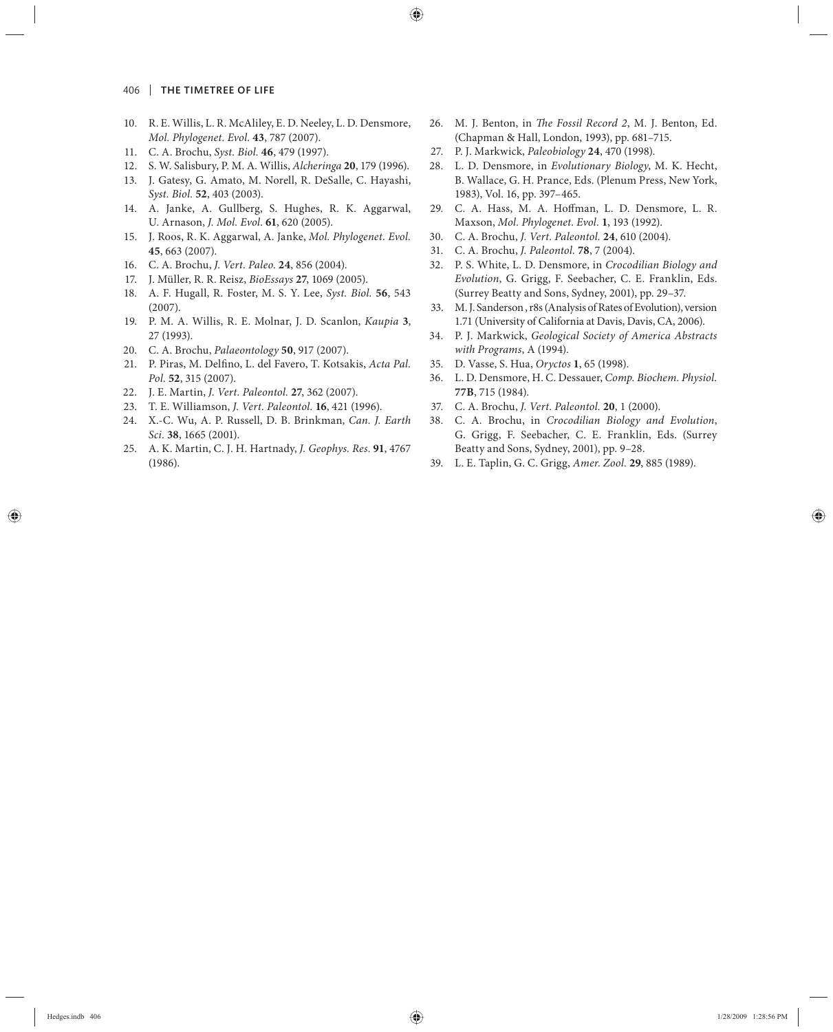10. R. E. Willis, L. R. McAliley, E. D. Neeley, L. D. Densmore, *Mol. Phylogenet. Evol.* **43**, 787 (2007).
11. C. A. Brochu, *Syst. Biol.* **46**, 479 (1997).
12. S. W. Salisbury, P. M. A. Willis, *Alcheringa* **20**, 179 (1996).
13. J. Gatesy, G. Amato, M. Norell, R. DeSalle, C. Hayashi, *Syst. Biol.* **52**, 403 (2003).
14. A. Janke, A. Gullberg, S. Hughes, R. K. Aggarwal, U. Arnason, *J. Mol. Evol.* **61**, 620 (2005).
15. J. Roos, R. K. Aggarwal, A. Janke, *Mol. Phylogenet. Evol.* **45**, 663 (2007).
16. C. A. Brochu, *J. Vert. Paleo.* **24**, 856 (2004).
17. J. Müller, R. R. Reisz, *BioEssays* **27**, 1069 (2005).
18. A. F. Hugall, R. Foster, M. S. Y. Lee, *Syst. Biol.* **56**, 543 (2007).
19. P. M. A. Willis, R. E. Molnar, J. D. Scanlon, *Kaupia* **3**, 27 (1993).
20. C. A. Brochu, *Palaeontology* **50**, 917 (2007).
21. P. Piras, M. Delfino, L. del Favero, T. Kotsakis, *Acta Pal. Pol.* **52**, 315 (2007).
22. J. E. Martin, *J. Vert. Paleontol.* **27**, 362 (2007).
23. T. E. Williamson, *J. Vert. Paleontol.* **16**, 421 (1996).
24. X.-C. Wu, A. P. Russell, D. B. Brinkman, *Can. J. Earth Sci.* **38**, 1665 (2001).
25. A. K. Martin, C. J. H. Hartnady, *J. Geophys. Res.* **91**, 4767 (1986).
26. M. J. Benton, in *The Fossil Record 2*, M. J. Benton, Ed. (Chapman & Hall, London, 1993), pp. 681–715.
27. P. J. Markwick, *Paleobiology* **24**, 470 (1998).
28. L. D. Densmore, in *Evolutionary Biology*, M. K. Hecht, B. Wallace, G. H. Prance, Eds. (Plenum Press, New York, 1983), Vol. 16, pp. 397–465.
29. C. A. Hass, M. A. Hoffman, L. D. Densmore, L. R. Maxson, *Mol. Phylogenet. Evol.* **1**, 193 (1992).
30. C. A. Brochu, *J. Vert. Paleontol.* **24**, 610 (2004).
31. C. A. Brochu, *J. Paleontol.* **78**, 7 (2004).
32. P. S. White, L. D. Densmore, in *Crocodilian Biology and Evolution*, G. Grigg, F. Seebacher, C. E. Franklin, Eds. (Surrey Beatty and Sons, Sydney, 2001), pp. 29–37.
33. M. J. Sanderson , r8s (Analysis of Rates of Evolution), version 1.71 (University of California at Davis, Davis, CA, 2006).
34. P. J. Markwick, *Geological Society of America Abstracts with Programs*, A (1994).
35. D. Vasse, S. Hua, *Oryctos* **1**, 65 (1998).
36. L. D. Densmore, H. C. Dessauer, *Comp. Biochem. Physiol.* **77B**, 715 (1984).
37. C. A. Brochu, *J. Vert. Paleontol.* **20**, 1 (2000).
38. C. A. Brochu, in *Crocodilian Biology and Evolution*, G. Grigg, F. Seebacher, C. E. Franklin, Eds. (Surrey Beatty and Sons, Sydney, 2001), pp. 9–28.
39. L. E. Taplin, G. C. Grigg, *Amer. Zool.* **29**, 885 (1989).